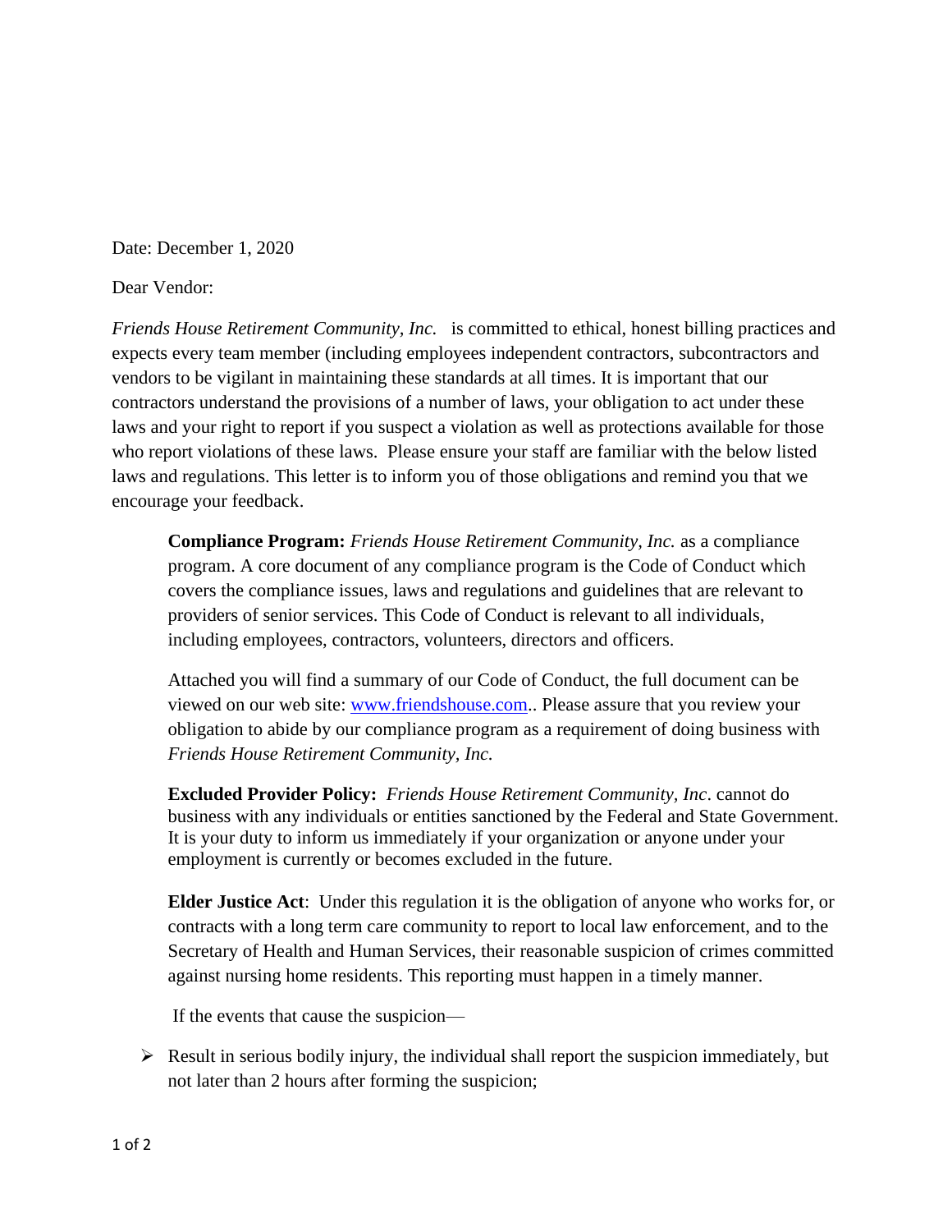Date: December 1, 2020

Dear Vendor:

*Friends House Retirement Community, Inc.* is committed to ethical, honest billing practices and expects every team member (including employees independent contractors, subcontractors and vendors to be vigilant in maintaining these standards at all times. It is important that our contractors understand the provisions of a number of laws, your obligation to act under these laws and your right to report if you suspect a violation as well as protections available for those who report violations of these laws. Please ensure your staff are familiar with the below listed laws and regulations. This letter is to inform you of those obligations and remind you that we encourage your feedback.

**Compliance Program:** *Friends House Retirement Community, Inc.* as a compliance program. A core document of any compliance program is the Code of Conduct which covers the compliance issues, laws and regulations and guidelines that are relevant to providers of senior services. This Code of Conduct is relevant to all individuals, including employees, contractors, volunteers, directors and officers.

Attached you will find a summary of our Code of Conduct, the full document can be viewed on our web site: [www.friendshouse.com](http://www.friendshouse.com).. Please assure that you review your obligation to abide by our compliance program as a requirement of doing business with *Friends House Retirement Community, Inc.*

**Excluded Provider Policy:** *Friends House Retirement Community, Inc*. cannot do business with any individuals or entities sanctioned by the Federal and State Government. It is your duty to inform us immediately if your organization or anyone under your employment is currently or becomes excluded in the future.

**Elder Justice Act**: Under this regulation it is the obligation of anyone who works for, or contracts with a long term care community to report to local law enforcement, and to the Secretary of Health and Human Services, their reasonable suspicion of crimes committed against nursing home residents. This reporting must happen in a timely manner.

If the events that cause the suspicion—

- Result in serious bodily injury, the individual shall report the suspicion immediately, but not later than 2 hours after forming the suspicion;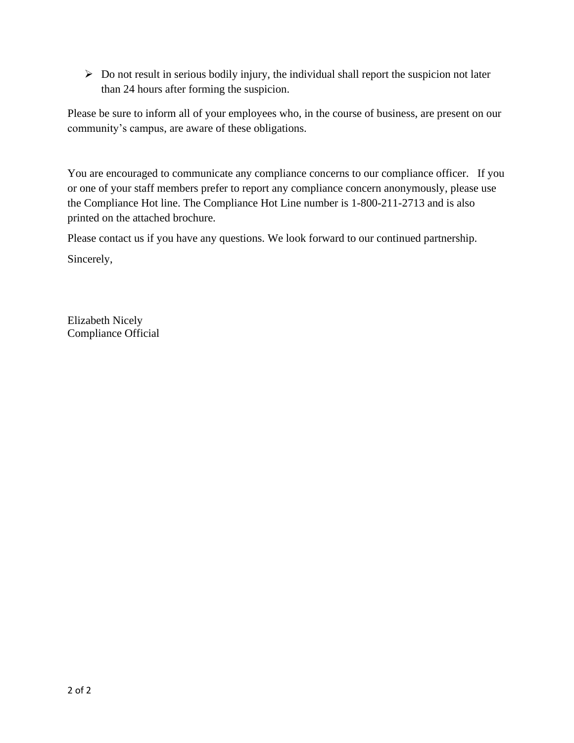- Do not result in serious bodily injury, the individual shall report the suspicion not later than 24 hours after forming the suspicion.

Please be sure to inform all of your employees who, in the course of business, are present on our community's campus, are aware of these obligations.

You are encouraged to communicate any compliance concerns to our compliance officer. If you or one of your staff members prefer to report any compliance concern anonymously, please use the Compliance Hot line. The Compliance Hot Line number is 1-800-211-2713 and is also printed on the attached brochure.

Please contact us if you have any questions. We look forward to our continued partnership.

Sincerely,

Elizabeth Nicely
Compliance Official